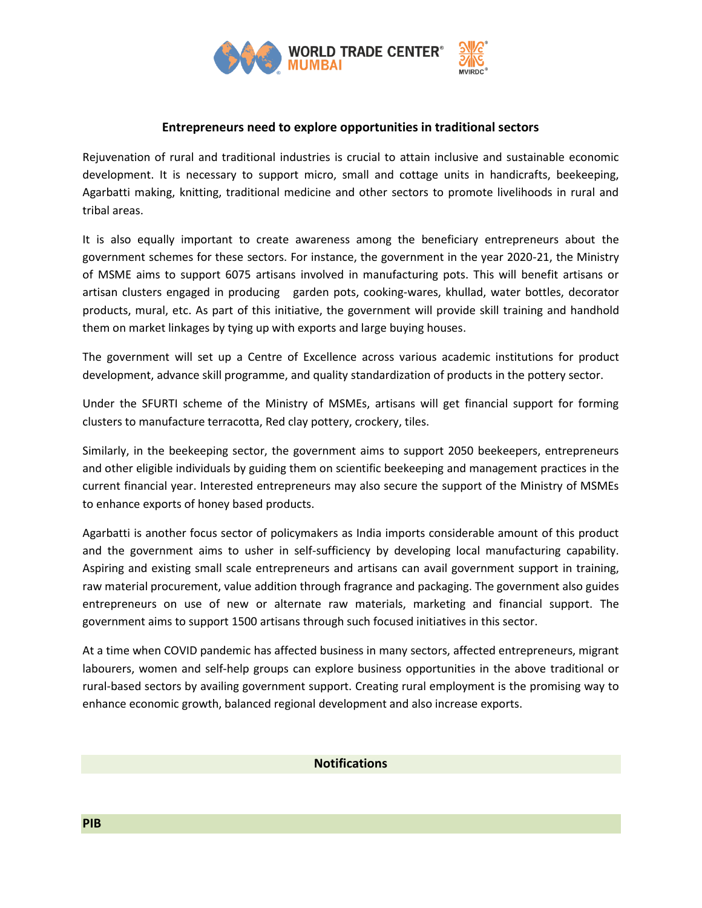## Entrepreneurs need to explore opportunities in traditional sectors

Rejuvenation of rural and traditional industries is crucial to attain inclusive and sustainable economic development. It is necessary to support micro, small and cottage units in handicrafts, beekeeping, Agarbatti making, knitting, traditional medicine and other sectors to promote livelihoods in rural and tribal areas.

It is also equally important to create awareness among the beneficiary entrepreneurs about the government schemes for these sectors. For instance, the government in the year 2020-21, the Ministry of MSME aims to support 6075 artisans involved in manufacturing pots. This will benefit artisans or artisan clusters engaged in producing garden pots, cooking-wares, khullad, water bottles, decorator products, mural, etc. As part of this initiative, the government will provide skill training and handhold them on market linkages by tying up with exports and large buying houses.

The government will set up a Centre of Excellence across various academic institutions for product development, advance skill programme, and quality standardization of products in the pottery sector.

Under the SFURTI scheme of the Ministry of MSMEs, artisans will get financial support for forming clusters to manufacture terracotta, Red clay pottery, crockery, tiles.

Similarly, in the beekeeping sector, the government aims to support 2050 beekeepers, entrepreneurs and other eligible individuals by guiding them on scientific beekeeping and management practices in the current financial year. Interested entrepreneurs may also secure the support of the Ministry of MSMEs to enhance exports of honey based products.

Agarbatti is another focus sector of policymakers as India imports considerable amount of this product and the government aims to usher in self-sufficiency by developing local manufacturing capability. Aspiring and existing small scale entrepreneurs and artisans can avail government support in training, raw material procurement, value addition through fragrance and packaging. The government also guides entrepreneurs on use of new or alternate raw materials, marketing and financial support. The government aims to support 1500 artisans through such focused initiatives in this sector.

At a time when COVID pandemic has affected business in many sectors, affected entrepreneurs, migrant labourers, women and self-help groups can explore business opportunities in the above traditional or rural-based sectors by availing government support. Creating rural employment is the promising way to enhance economic growth, balanced regional development and also increase exports.

## Notifications

**PIB**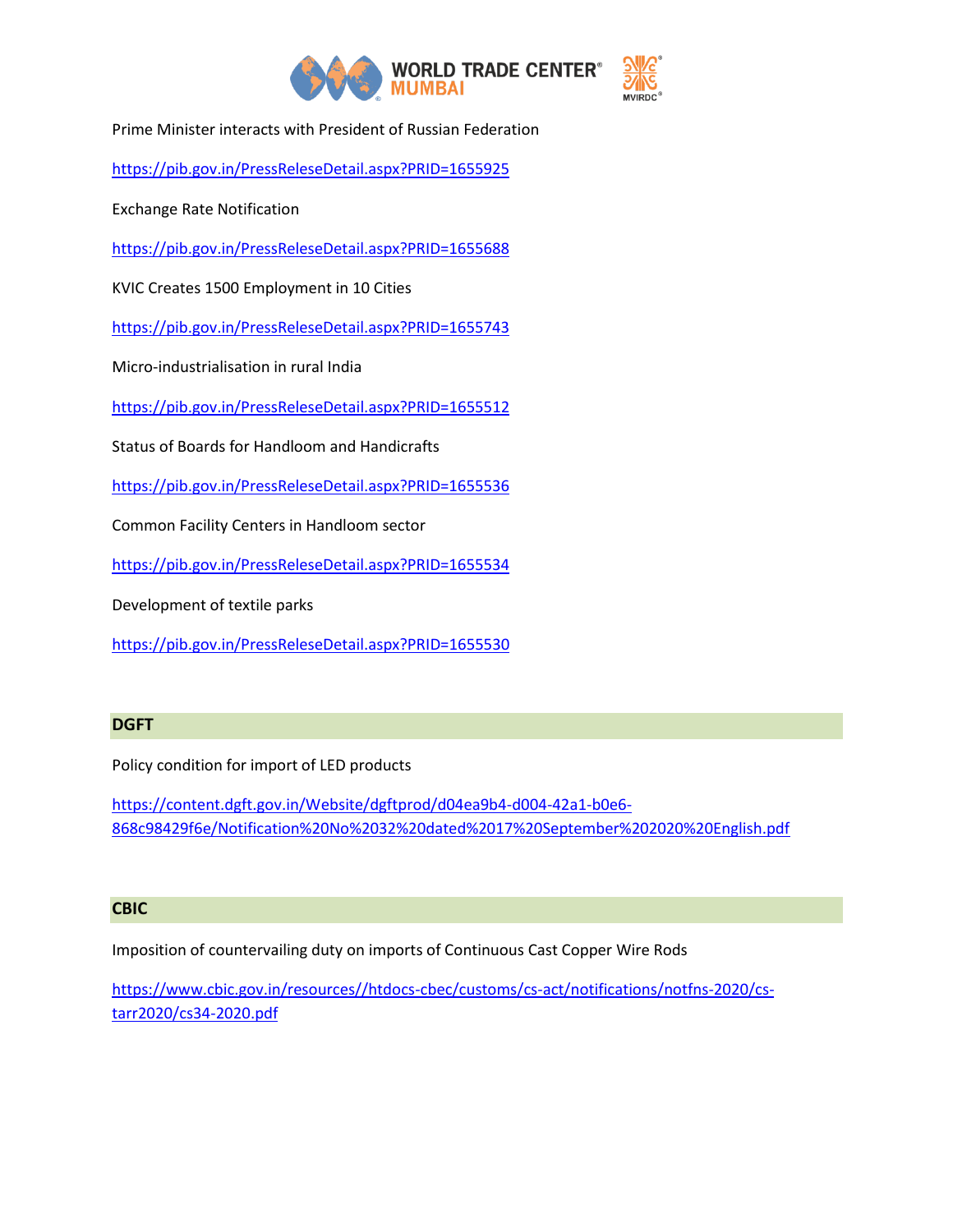Prime Minister interacts with President of Russian Federation

https://pib.gov.in/PressReleseDetail.aspx?PRID=1655925

Exchange Rate Notification

https://pib.gov.in/PressReleseDetail.aspx?PRID=1655688

KVIC Creates 1500 Employment in 10 Cities

https://pib.gov.in/PressReleseDetail.aspx?PRID=1655743

Micro-industrialisation in rural India

https://pib.gov.in/PressReleseDetail.aspx?PRID=1655512

Status of Boards for Handloom and Handicrafts

https://pib.gov.in/PressReleseDetail.aspx?PRID=1655536

Common Facility Centers in Handloom sector

https://pib.gov.in/PressReleseDetail.aspx?PRID=1655534

Development of textile parks

https://pib.gov.in/PressReleseDetail.aspx?PRID=1655530

## DGFT

Policy condition for import of LED products

https://content.dgft.gov.in/Website/dgftprod/d04ea9b4-d004-42a1-b0e6-868c98429f6e/Notification%20No%2032%20dated%2017%20September%202020%20English.pdf

## CBIC

Imposition of countervailing duty on imports of Continuous Cast Copper Wire Rods

https://www.cbic.gov.in/resources//htdocs-cbec/customs/cs-act/notifications/notfns-2020/cs-tarr2020/cs34-2020.pdf